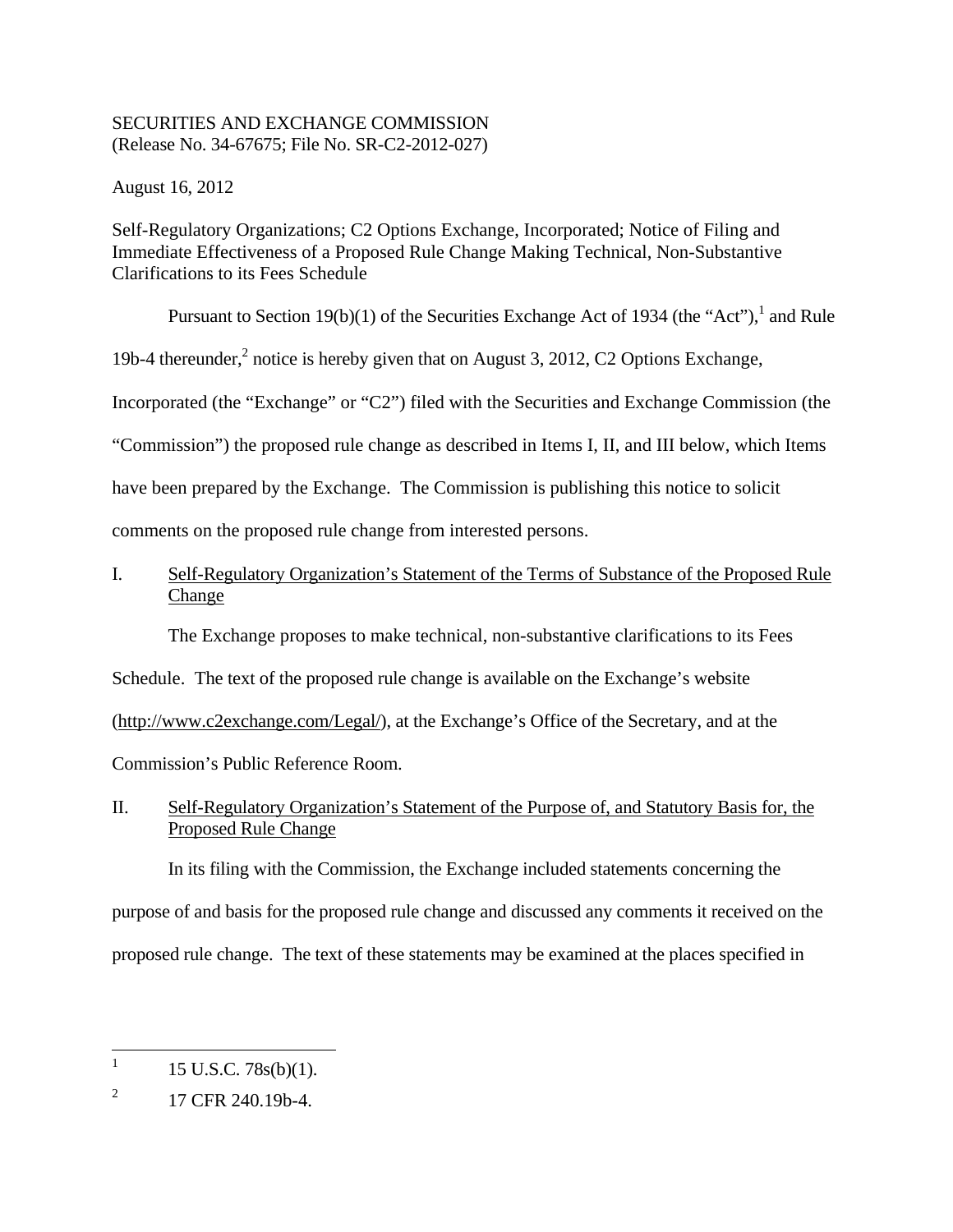SECURITIES AND EXCHANGE COMMISSION
(Release No. 34-67675; File No. SR-C2-2012-027)

August 16, 2012

Self-Regulatory Organizations; C2 Options Exchange, Incorporated; Notice of Filing and Immediate Effectiveness of a Proposed Rule Change Making Technical, Non-Substantive Clarifications to its Fees Schedule

Pursuant to Section 19(b)(1) of the Securities Exchange Act of 1934 (the "Act"),[1] and Rule 19b-4 thereunder,[2] notice is hereby given that on August 3, 2012, C2 Options Exchange, Incorporated (the "Exchange" or "C2") filed with the Securities and Exchange Commission (the "Commission") the proposed rule change as described in Items I, II, and III below, which Items have been prepared by the Exchange. The Commission is publishing this notice to solicit comments on the proposed rule change from interested persons.

## I. Self-Regulatory Organization's Statement of the Terms of Substance of the Proposed Rule Change

The Exchange proposes to make technical, non-substantive clarifications to its Fees Schedule. The text of the proposed rule change is available on the Exchange's website (http://www.c2exchange.com/Legal/), at the Exchange's Office of the Secretary, and at the Commission's Public Reference Room.

## II. Self-Regulatory Organization's Statement of the Purpose of, and Statutory Basis for, the Proposed Rule Change

In its filing with the Commission, the Exchange included statements concerning the purpose of and basis for the proposed rule change and discussed any comments it received on the proposed rule change. The text of these statements may be examined at the places specified in

---

[1] 15 U.S.C. 78s(b)(1).

[2] 17 CFR 240.19b-4.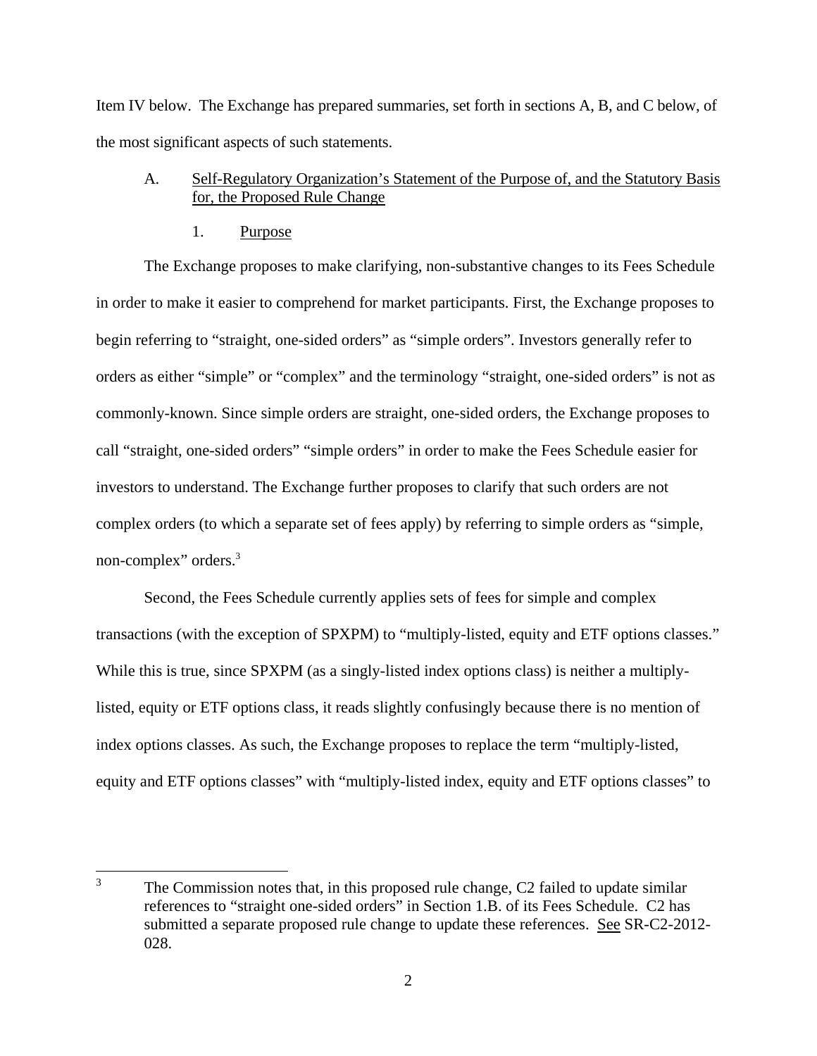Item IV below. The Exchange has prepared summaries, set forth in sections A, B, and C below, of the most significant aspects of such statements.

A. Self-Regulatory Organization's Statement of the Purpose of, and the Statutory Basis for, the Proposed Rule Change

1. Purpose

The Exchange proposes to make clarifying, non-substantive changes to its Fees Schedule in order to make it easier to comprehend for market participants. First, the Exchange proposes to begin referring to "straight, one-sided orders" as "simple orders". Investors generally refer to orders as either "simple" or "complex" and the terminology "straight, one-sided orders" is not as commonly-known. Since simple orders are straight, one-sided orders, the Exchange proposes to call "straight, one-sided orders" "simple orders" in order to make the Fees Schedule easier for investors to understand. The Exchange further proposes to clarify that such orders are not complex orders (to which a separate set of fees apply) by referring to simple orders as "simple, non-complex" orders.[3]

Second, the Fees Schedule currently applies sets of fees for simple and complex transactions (with the exception of SPXPM) to "multiply-listed, equity and ETF options classes." While this is true, since SPXPM (as a singly-listed index options class) is neither a multiply-listed, equity or ETF options class, it reads slightly confusingly because there is no mention of index options classes. As such, the Exchange proposes to replace the term "multiply-listed, equity and ETF options classes" with "multiply-listed index, equity and ETF options classes" to

[3] The Commission notes that, in this proposed rule change, C2 failed to update similar references to "straight one-sided orders" in Section 1.B. of its Fees Schedule. C2 has submitted a separate proposed rule change to update these references. See SR-C2-2012-028.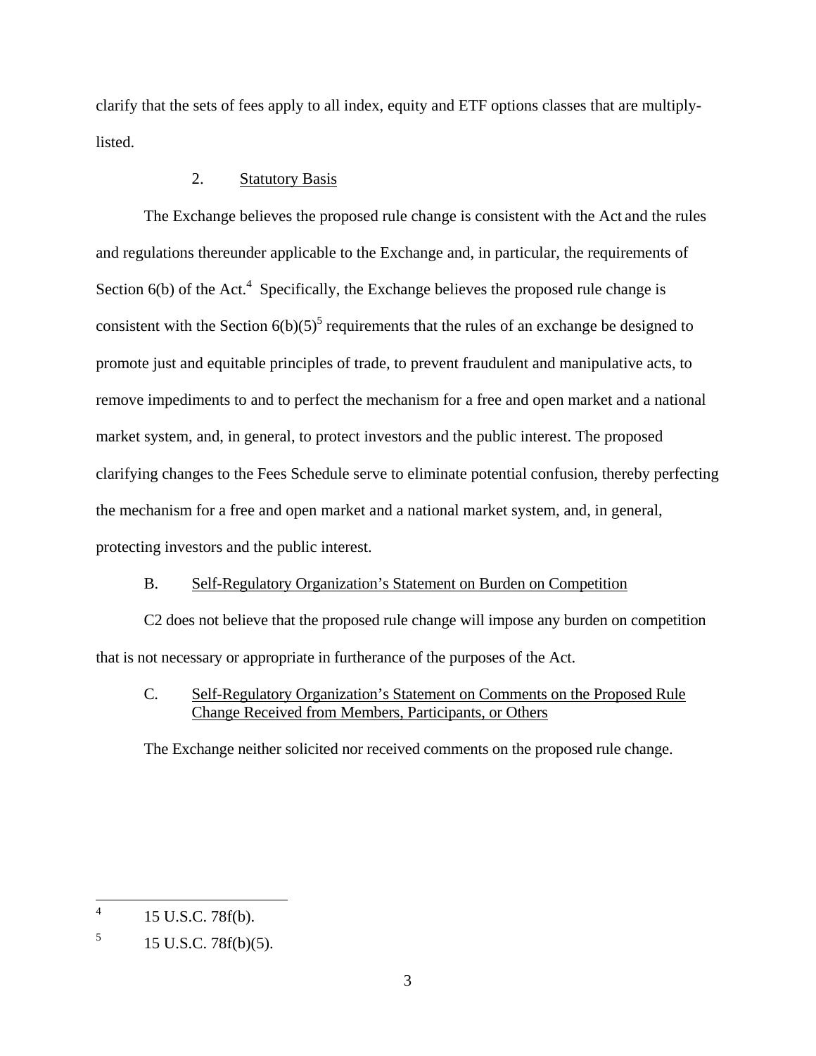clarify that the sets of fees apply to all index, equity and ETF options classes that are multiply-listed.

2. Statutory Basis

The Exchange believes the proposed rule change is consistent with the Act and the rules and regulations thereunder applicable to the Exchange and, in particular, the requirements of Section 6(b) of the Act.[4] Specifically, the Exchange believes the proposed rule change is consistent with the Section 6(b)(5)[5] requirements that the rules of an exchange be designed to promote just and equitable principles of trade, to prevent fraudulent and manipulative acts, to remove impediments to and to perfect the mechanism for a free and open market and a national market system, and, in general, to protect investors and the public interest. The proposed clarifying changes to the Fees Schedule serve to eliminate potential confusion, thereby perfecting the mechanism for a free and open market and a national market system, and, in general, protecting investors and the public interest.

B. Self-Regulatory Organization's Statement on Burden on Competition

C2 does not believe that the proposed rule change will impose any burden on competition that is not necessary or appropriate in furtherance of the purposes of the Act.

C. Self-Regulatory Organization's Statement on Comments on the Proposed Rule Change Received from Members, Participants, or Others

The Exchange neither solicited nor received comments on the proposed rule change.

---

[4] 15 U.S.C. 78f(b).

[5] 15 U.S.C. 78f(b)(5).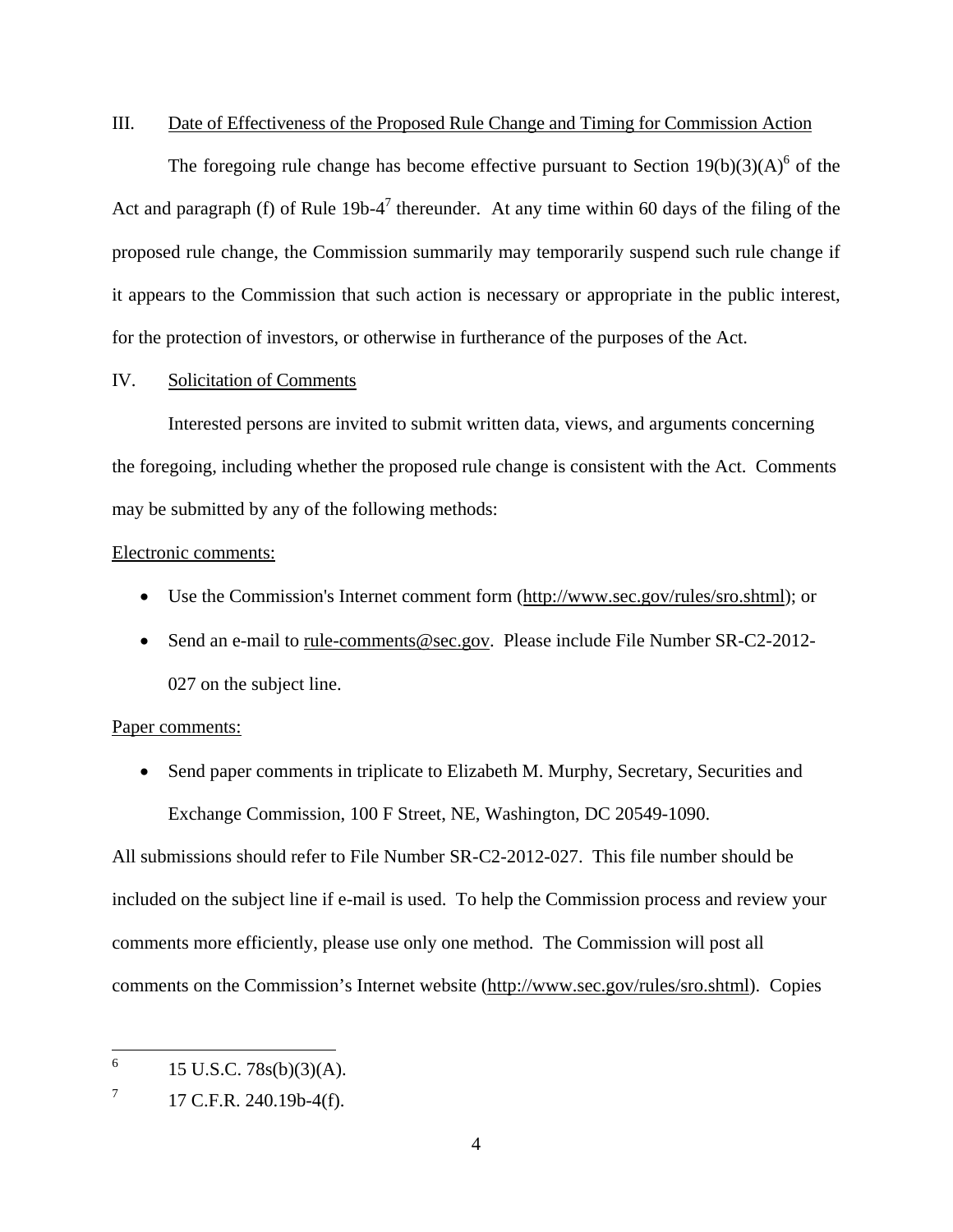III. Date of Effectiveness of the Proposed Rule Change and Timing for Commission Action

The foregoing rule change has become effective pursuant to Section 19(b)(3)(A)[6] of the Act and paragraph (f) of Rule 19b-4[7] thereunder. At any time within 60 days of the filing of the proposed rule change, the Commission summarily may temporarily suspend such rule change if it appears to the Commission that such action is necessary or appropriate in the public interest, for the protection of investors, or otherwise in furtherance of the purposes of the Act.

IV. Solicitation of Comments

Interested persons are invited to submit written data, views, and arguments concerning the foregoing, including whether the proposed rule change is consistent with the Act. Comments may be submitted by any of the following methods:

Electronic comments:

- Use the Commission's Internet comment form (http://www.sec.gov/rules/sro.shtml); or
- Send an e-mail to rule-comments@sec.gov. Please include File Number SR-C2-2012-027 on the subject line.

Paper comments:

- Send paper comments in triplicate to Elizabeth M. Murphy, Secretary, Securities and Exchange Commission, 100 F Street, NE, Washington, DC 20549-1090.

All submissions should refer to File Number SR-C2-2012-027. This file number should be included on the subject line if e-mail is used. To help the Commission process and review your comments more efficiently, please use only one method. The Commission will post all comments on the Commission's Internet website (http://www.sec.gov/rules/sro.shtml). Copies

[6] 15 U.S.C. 78s(b)(3)(A).

[7] 17 C.F.R. 240.19b-4(f).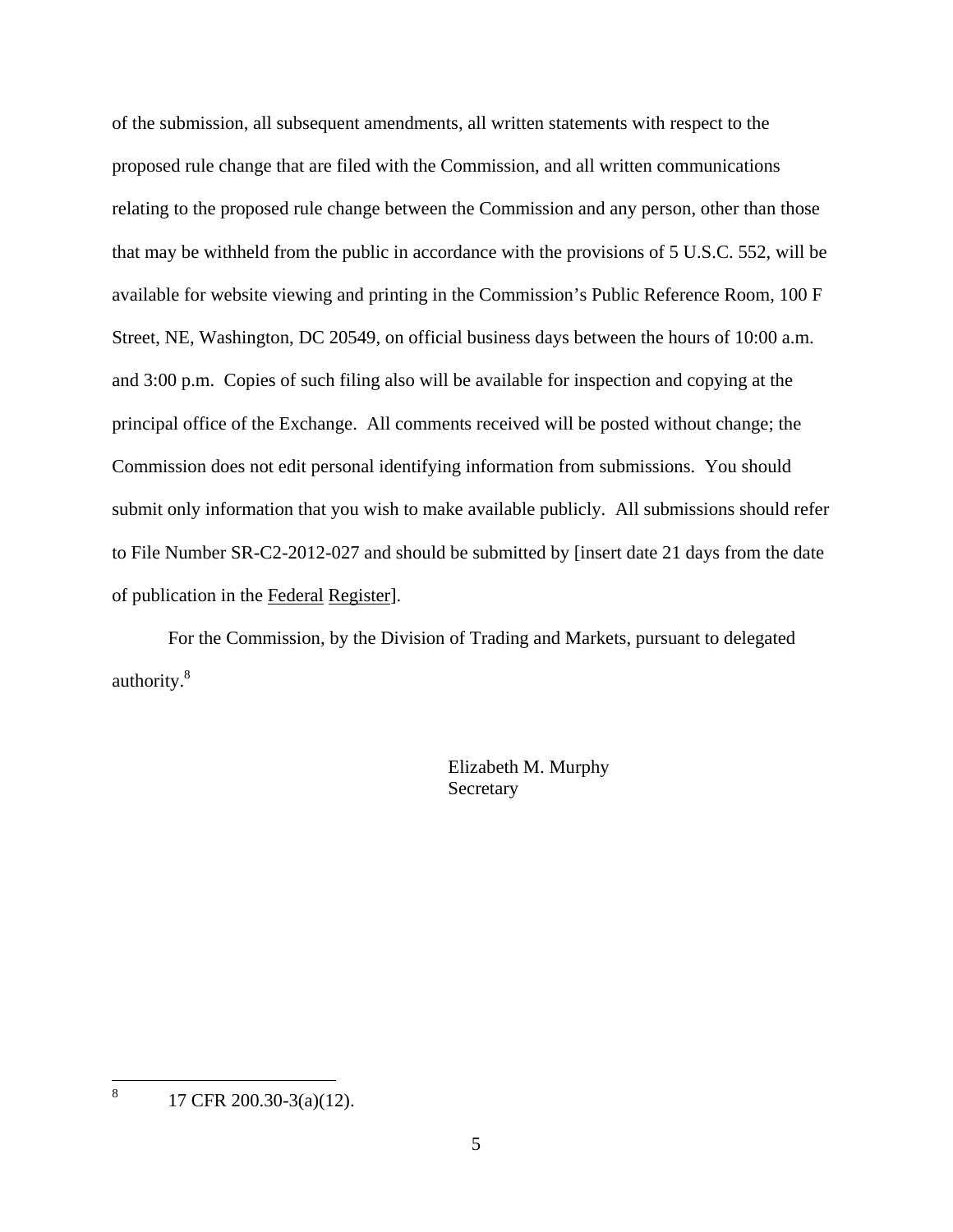of the submission, all subsequent amendments, all written statements with respect to the proposed rule change that are filed with the Commission, and all written communications relating to the proposed rule change between the Commission and any person, other than those that may be withheld from the public in accordance with the provisions of 5 U.S.C. 552, will be available for website viewing and printing in the Commission's Public Reference Room, 100 F Street, NE, Washington, DC 20549, on official business days between the hours of 10:00 a.m. and 3:00 p.m. Copies of such filing also will be available for inspection and copying at the principal office of the Exchange. All comments received will be posted without change; the Commission does not edit personal identifying information from submissions. You should submit only information that you wish to make available publicly. All submissions should refer to File Number SR-C2-2012-027 and should be submitted by [insert date 21 days from the date of publication in the Federal Register].

For the Commission, by the Division of Trading and Markets, pursuant to delegated authority.[8]

Elizabeth M. Murphy
Secretary

[8] 17 CFR 200.30-3(a)(12).